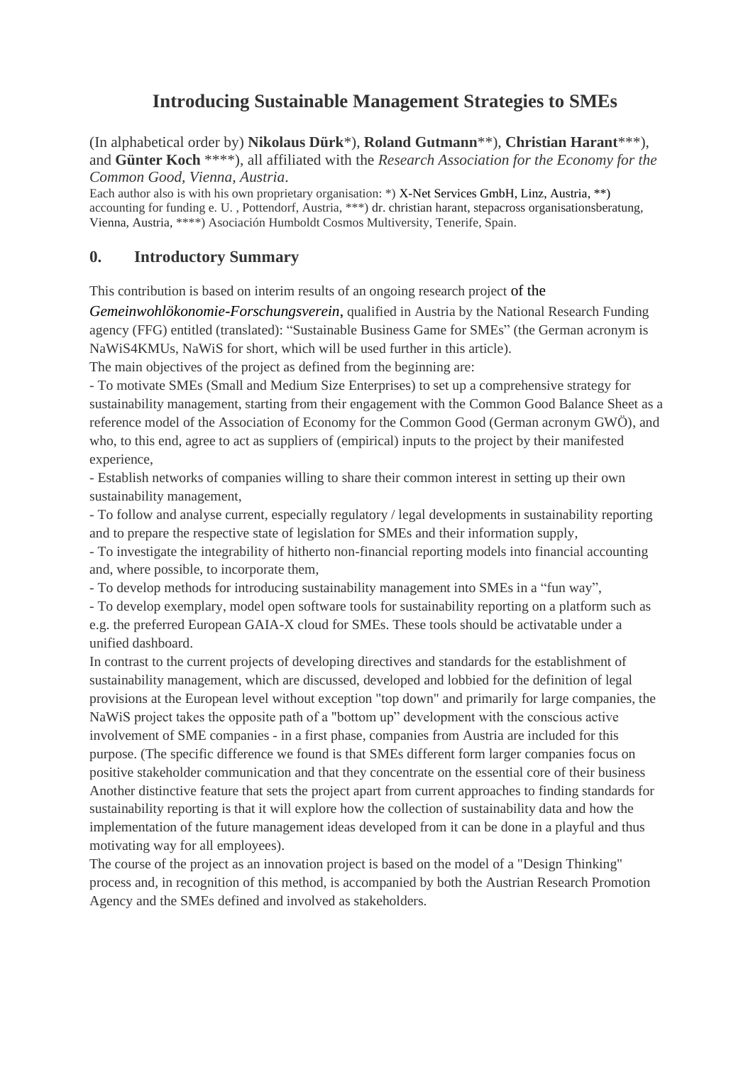# Introducing Sustainable Management Strategies to SMEs

(In alphabetical order by) **Nikolaus Dürk***), **Roland Gutmann****), **Christian Harant*****), and **Günter Koch** ****), all affiliated with the *Research Association for the Economy for the Common Good, Vienna, Austria*.

Each author also is with his own proprietary organisation: *) X-Net Services GmbH, Linz, Austria, **) accounting for funding e. U. , Pottendorf, Austria, ***) dr. christian harant, stepacross organisationsberatung, Vienna, Austria, ****) Asociación Humboldt Cosmos Multiversity, Tenerife, Spain.

## 0. Introductory Summary

This contribution is based on interim results of an ongoing research project of the *Gemeinwohlökonomie-Forschungsverein*, qualified in Austria by the National Research Funding agency (FFG) entitled (translated): "Sustainable Business Game for SMEs" (the German acronym is NaWiS4KMUs, NaWiS for short, which will be used further in this article).

The main objectives of the project as defined from the beginning are:

- To motivate SMEs (Small and Medium Size Enterprises) to set up a comprehensive strategy for sustainability management, starting from their engagement with the Common Good Balance Sheet as a reference model of the Association of Economy for the Common Good (German acronym GWÖ), and who, to this end, agree to act as suppliers of (empirical) inputs to the project by their manifested experience,
- Establish networks of companies willing to share their common interest in setting up their own sustainability management,
- To follow and analyse current, especially regulatory / legal developments in sustainability reporting and to prepare the respective state of legislation for SMEs and their information supply,
- To investigate the integrability of hitherto non-financial reporting models into financial accounting and, where possible, to incorporate them,
- To develop methods for introducing sustainability management into SMEs in a "fun way",
- To develop exemplary, model open software tools for sustainability reporting on a platform such as e.g. the preferred European GAIA-X cloud for SMEs. These tools should be activatable under a unified dashboard.

In contrast to the current projects of developing directives and standards for the establishment of sustainability management, which are discussed, developed and lobbied for the definition of legal provisions at the European level without exception "top down" and primarily for large companies, the NaWiS project takes the opposite path of a "bottom up" development with the conscious active involvement of SME companies - in a first phase, companies from Austria are included for this purpose. (The specific difference we found is that SMEs different form larger companies focus on positive stakeholder communication and that they concentrate on the essential core of their business Another distinctive feature that sets the project apart from current approaches to finding standards for sustainability reporting is that it will explore how the collection of sustainability data and how the implementation of the future management ideas developed from it can be done in a playful and thus motivating way for all employees).

The course of the project as an innovation project is based on the model of a "Design Thinking" process and, in recognition of this method, is accompanied by both the Austrian Research Promotion Agency and the SMEs defined and involved as stakeholders.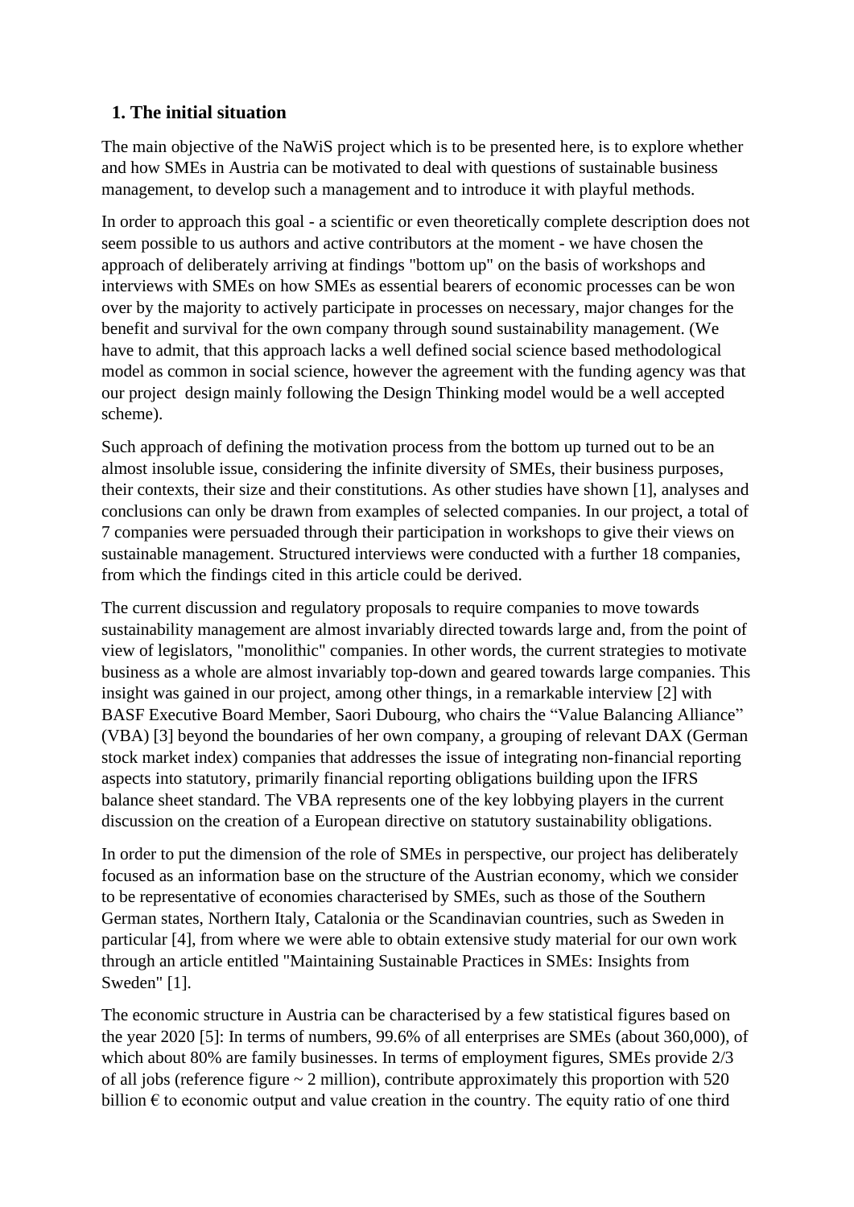## 1. The initial situation

The main objective of the NaWiS project which is to be presented here, is to explore whether and how SMEs in Austria can be motivated to deal with questions of sustainable business management, to develop such a management and to introduce it with playful methods.

In order to approach this goal - a scientific or even theoretically complete description does not seem possible to us authors and active contributors at the moment - we have chosen the approach of deliberately arriving at findings "bottom up" on the basis of workshops and interviews with SMEs on how SMEs as essential bearers of economic processes can be won over by the majority to actively participate in processes on necessary, major changes for the benefit and survival for the own company through sound sustainability management. (We have to admit, that this approach lacks a well defined social science based methodological model as common in social science, however the agreement with the funding agency was that our project design mainly following the Design Thinking model would be a well accepted scheme).

Such approach of defining the motivation process from the bottom up turned out to be an almost insoluble issue, considering the infinite diversity of SMEs, their business purposes, their contexts, their size and their constitutions. As other studies have shown [1], analyses and conclusions can only be drawn from examples of selected companies. In our project, a total of 7 companies were persuaded through their participation in workshops to give their views on sustainable management. Structured interviews were conducted with a further 18 companies, from which the findings cited in this article could be derived.

The current discussion and regulatory proposals to require companies to move towards sustainability management are almost invariably directed towards large and, from the point of view of legislators, "monolithic" companies. In other words, the current strategies to motivate business as a whole are almost invariably top-down and geared towards large companies. This insight was gained in our project, among other things, in a remarkable interview [2] with BASF Executive Board Member, Saori Dubourg, who chairs the “Value Balancing Alliance” (VBA) [3] beyond the boundaries of her own company, a grouping of relevant DAX (German stock market index) companies that addresses the issue of integrating non-financial reporting aspects into statutory, primarily financial reporting obligations building upon the IFRS balance sheet standard. The VBA represents one of the key lobbying players in the current discussion on the creation of a European directive on statutory sustainability obligations.

In order to put the dimension of the role of SMEs in perspective, our project has deliberately focused as an information base on the structure of the Austrian economy, which we consider to be representative of economies characterised by SMEs, such as those of the Southern German states, Northern Italy, Catalonia or the Scandinavian countries, such as Sweden in particular [4], from where we were able to obtain extensive study material for our own work through an article entitled "Maintaining Sustainable Practices in SMEs: Insights from Sweden" [1].

The economic structure in Austria can be characterised by a few statistical figures based on the year 2020 [5]: In terms of numbers, 99.6% of all enterprises are SMEs (about 360,000), of which about 80% are family businesses. In terms of employment figures, SMEs provide 2/3 of all jobs (reference figure ~ 2 million), contribute approximately this proportion with 520 billion € to economic output and value creation in the country. The equity ratio of one third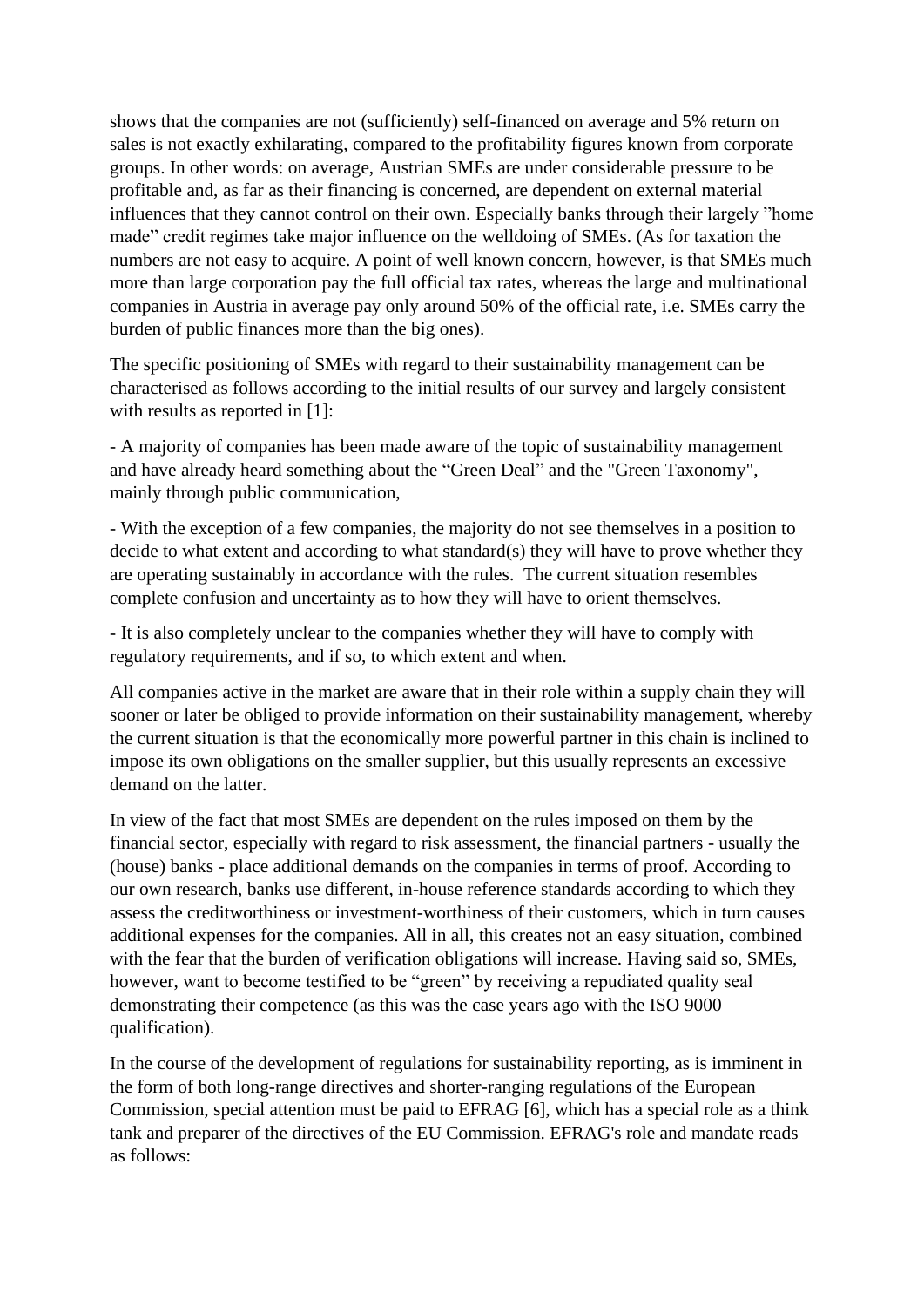shows that the companies are not (sufficiently) self-financed on average and 5% return on sales is not exactly exhilarating, compared to the profitability figures known from corporate groups. In other words: on average, Austrian SMEs are under considerable pressure to be profitable and, as far as their financing is concerned, are dependent on external material influences that they cannot control on their own. Especially banks through their largely "home made" credit regimes take major influence on the welldoing of SMEs. (As for taxation the numbers are not easy to acquire. A point of well known concern, however, is that SMEs much more than large corporation pay the full official tax rates, whereas the large and multinational companies in Austria in average pay only around 50% of the official rate, i.e. SMEs carry the burden of public finances more than the big ones).

The specific positioning of SMEs with regard to their sustainability management can be characterised as follows according to the initial results of our survey and largely consistent with results as reported in [1]:

- A majority of companies has been made aware of the topic of sustainability management and have already heard something about the "Green Deal" and the "Green Taxonomy", mainly through public communication,

- With the exception of a few companies, the majority do not see themselves in a position to decide to what extent and according to what standard(s) they will have to prove whether they are operating sustainably in accordance with the rules. The current situation resembles complete confusion and uncertainty as to how they will have to orient themselves.

- It is also completely unclear to the companies whether they will have to comply with regulatory requirements, and if so, to which extent and when.

All companies active in the market are aware that in their role within a supply chain they will sooner or later be obliged to provide information on their sustainability management, whereby the current situation is that the economically more powerful partner in this chain is inclined to impose its own obligations on the smaller supplier, but this usually represents an excessive demand on the latter.

In view of the fact that most SMEs are dependent on the rules imposed on them by the financial sector, especially with regard to risk assessment, the financial partners - usually the (house) banks - place additional demands on the companies in terms of proof. According to our own research, banks use different, in-house reference standards according to which they assess the creditworthiness or investment-worthiness of their customers, which in turn causes additional expenses for the companies. All in all, this creates not an easy situation, combined with the fear that the burden of verification obligations will increase. Having said so, SMEs, however, want to become testified to be "green" by receiving a repudiated quality seal demonstrating their competence (as this was the case years ago with the ISO 9000 qualification).

In the course of the development of regulations for sustainability reporting, as is imminent in the form of both long-range directives and shorter-ranging regulations of the European Commission, special attention must be paid to EFRAG [6], which has a special role as a think tank and preparer of the directives of the EU Commission. EFRAG's role and mandate reads as follows: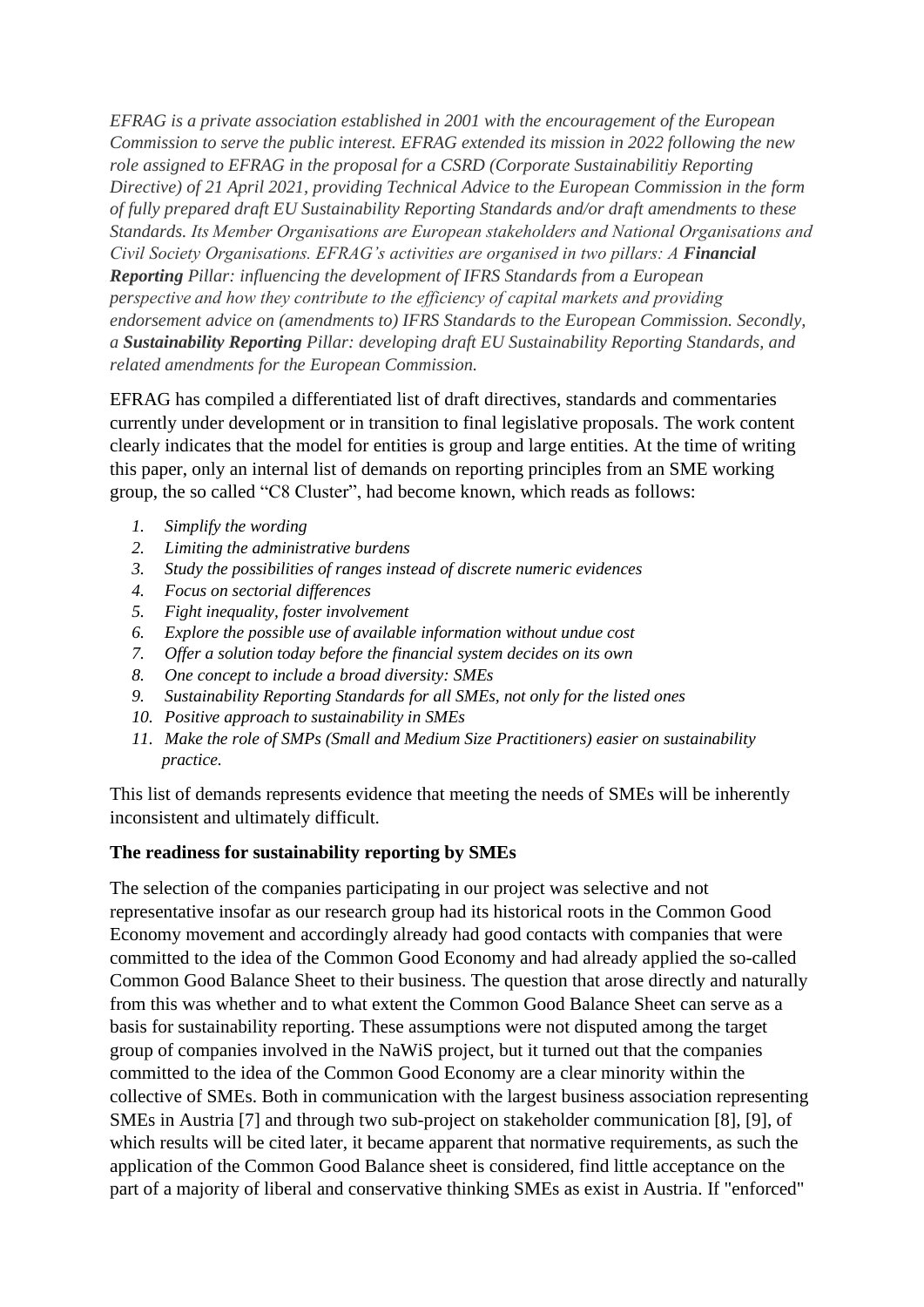*EFRAG is a private association established in 2001 with the encouragement of the European Commission to serve the public interest. EFRAG extended its mission in 2022 following the new role assigned to EFRAG in the proposal for a CSRD (Corporate Sustainabilitiy Reporting Directive) of 21 April 2021, providing Technical Advice to the European Commission in the form of fully prepared draft EU Sustainability Reporting Standards and/or draft amendments to these Standards. Its Member Organisations are European stakeholders and National Organisations and Civil Society Organisations. EFRAG's activities are organised in two pillars: A **Financial Reporting** Pillar: influencing the development of IFRS Standards from a European perspective and how they contribute to the efficiency of capital markets and providing endorsement advice on (amendments to) IFRS Standards to the European Commission. Secondly, a **Sustainability Reporting** Pillar: developing draft EU Sustainability Reporting Standards, and related amendments for the European Commission.*

EFRAG has compiled a differentiated list of draft directives, standards and commentaries currently under development or in transition to final legislative proposals. The work content clearly indicates that the model for entities is group and large entities. At the time of writing this paper, only an internal list of demands on reporting principles from an SME working group, the so called "C8 Cluster", had become known, which reads as follows:

1. *Simplify the wording*
2. *Limiting the administrative burdens*
3. *Study the possibilities of ranges instead of discrete numeric evidences*
4. *Focus on sectorial differences*
5. *Fight inequality, foster involvement*
6. *Explore the possible use of available information without undue cost*
7. *Offer a solution today before the financial system decides on its own*
8. *One concept to include a broad diversity: SMEs*
9. *Sustainability Reporting Standards for all SMEs, not only for the listed ones*
10. *Positive approach to sustainability in SMEs*
11. *Make the role of SMPs (Small and Medium Size Practitioners) easier on sustainability practice.*

This list of demands represents evidence that meeting the needs of SMEs will be inherently inconsistent and ultimately difficult.

**The readiness for sustainability reporting by SMEs**

The selection of the companies participating in our project was selective and not representative insofar as our research group had its historical roots in the Common Good Economy movement and accordingly already had good contacts with companies that were committed to the idea of the Common Good Economy and had already applied the so-called Common Good Balance Sheet to their business. The question that arose directly and naturally from this was whether and to what extent the Common Good Balance Sheet can serve as a basis for sustainability reporting. These assumptions were not disputed among the target group of companies involved in the NaWiS project, but it turned out that the companies committed to the idea of the Common Good Economy are a clear minority within the collective of SMEs. Both in communication with the largest business association representing SMEs in Austria [7] and through two sub-project on stakeholder communication [8], [9], of which results will be cited later, it became apparent that normative requirements, as such the application of the Common Good Balance sheet is considered, find little acceptance on the part of a majority of liberal and conservative thinking SMEs as exist in Austria. If "enforced"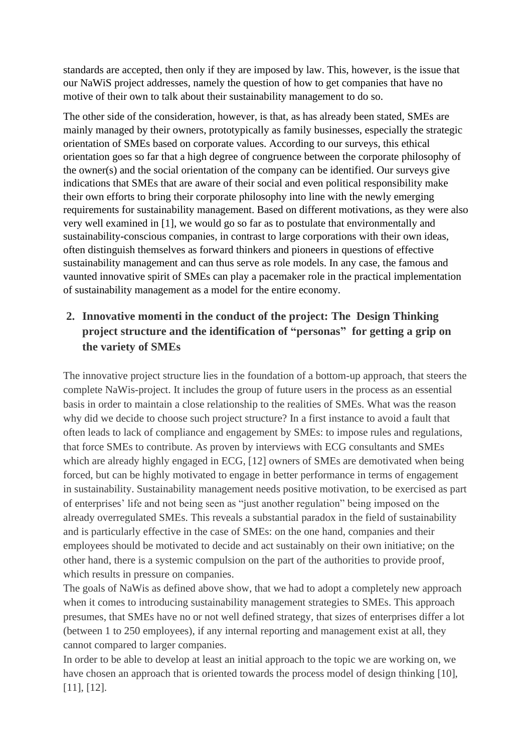standards are accepted, then only if they are imposed by law. This, however, is the issue that our NaWiS project addresses, namely the question of how to get companies that have no motive of their own to talk about their sustainability management to do so.

The other side of the consideration, however, is that, as has already been stated, SMEs are mainly managed by their owners, prototypically as family businesses, especially the strategic orientation of SMEs based on corporate values. According to our surveys, this ethical orientation goes so far that a high degree of congruence between the corporate philosophy of the owner(s) and the social orientation of the company can be identified. Our surveys give indications that SMEs that are aware of their social and even political responsibility make their own efforts to bring their corporate philosophy into line with the newly emerging requirements for sustainability management. Based on different motivations, as they were also very well examined in [1], we would go so far as to postulate that environmentally and sustainability-conscious companies, in contrast to large corporations with their own ideas, often distinguish themselves as forward thinkers and pioneers in questions of effective sustainability management and can thus serve as role models. In any case, the famous and vaunted innovative spirit of SMEs can play a pacemaker role in the practical implementation of sustainability management as a model for the entire economy.

## 2. Innovative momenti in the conduct of the project: The Design Thinking project structure and the identification of "personas" for getting a grip on the variety of SMEs

The innovative project structure lies in the foundation of a bottom-up approach, that steers the complete NaWis-project. It includes the group of future users in the process as an essential basis in order to maintain a close relationship to the realities of SMEs. What was the reason why did we decide to choose such project structure? In a first instance to avoid a fault that often leads to lack of compliance and engagement by SMEs: to impose rules and regulations, that force SMEs to contribute. As proven by interviews with ECG consultants and SMEs which are already highly engaged in ECG, [12] owners of SMEs are demotivated when being forced, but can be highly motivated to engage in better performance in terms of engagement in sustainability. Sustainability management needs positive motivation, to be exercised as part of enterprises' life and not being seen as "just another regulation" being imposed on the already overregulated SMEs. This reveals a substantial paradox in the field of sustainability and is particularly effective in the case of SMEs: on the one hand, companies and their employees should be motivated to decide and act sustainably on their own initiative; on the other hand, there is a systemic compulsion on the part of the authorities to provide proof, which results in pressure on companies.

The goals of NaWis as defined above show, that we had to adopt a completely new approach when it comes to introducing sustainability management strategies to SMEs. This approach presumes, that SMEs have no or not well defined strategy, that sizes of enterprises differ a lot (between 1 to 250 employees), if any internal reporting and management exist at all, they cannot compared to larger companies.

In order to be able to develop at least an initial approach to the topic we are working on, we have chosen an approach that is oriented towards the process model of design thinking [10], [11], [12].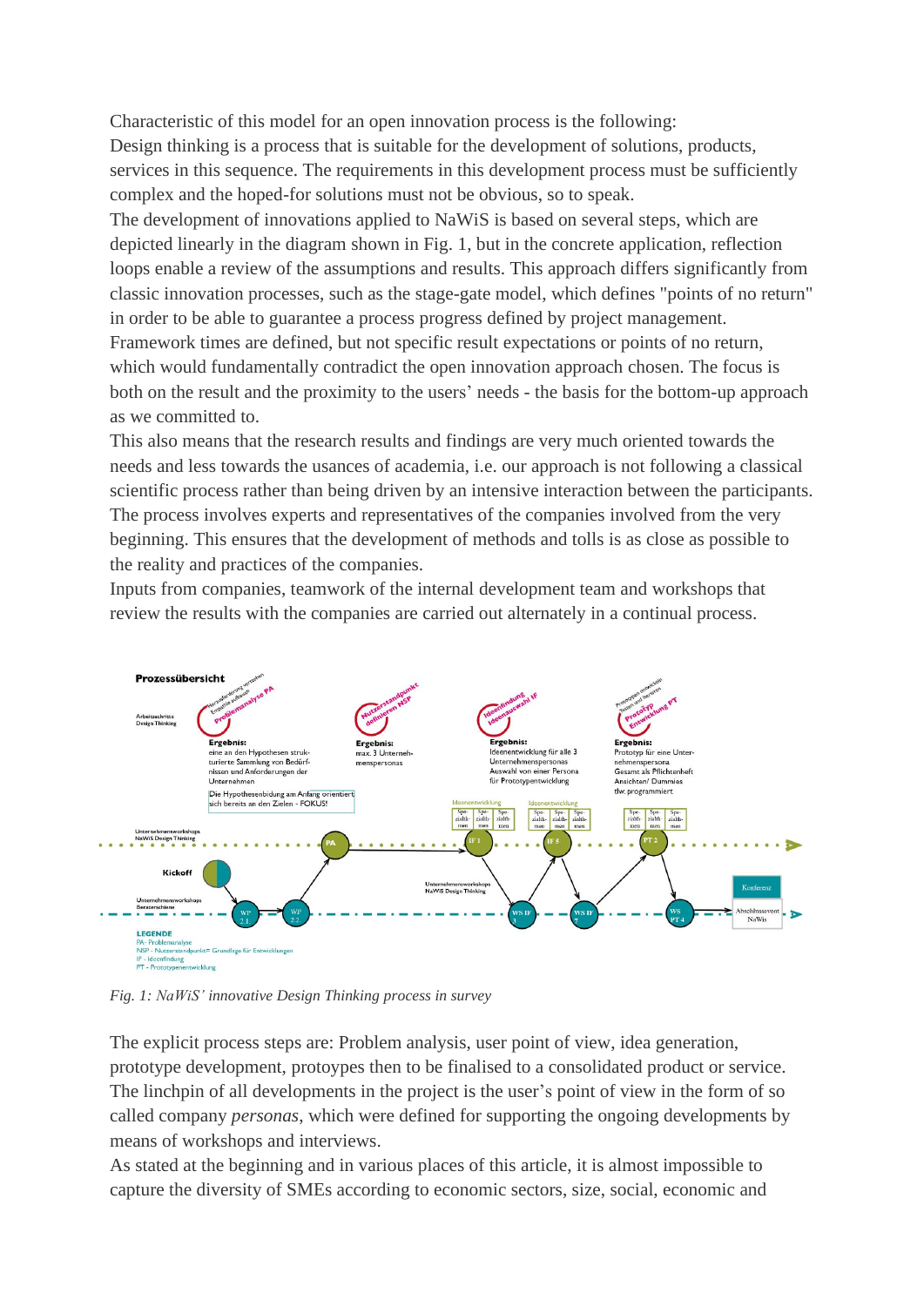Characteristic of this model for an open innovation process is the following:
Design thinking is a process that is suitable for the development of solutions, products, services in this sequence. The requirements in this development process must be sufficiently complex and the hoped-for solutions must not be obvious, so to speak.
The development of innovations applied to NaWiS is based on several steps, which are depicted linearly in the diagram shown in Fig. 1, but in the concrete application, reflection loops enable a review of the assumptions and results. This approach differs significantly from classic innovation processes, such as the stage-gate model, which defines "points of no return" in order to be able to guarantee a process progress defined by project management. Framework times are defined, but not specific result expectations or points of no return, which would fundamentally contradict the open innovation approach chosen. The focus is both on the result and the proximity to the users' needs - the basis for the bottom-up approach as we committed to.
This also means that the research results and findings are very much oriented towards the needs and less towards the usances of academia, i.e. our approach is not following a classical scientific process rather than being driven by an intensive interaction between the participants. The process involves experts and representatives of the companies involved from the very beginning. This ensures that the development of methods and tolls is as close as possible to the reality and practices of the companies.
Inputs from companies, teamwork of the internal development team and workshops that review the results with the companies are carried out alternately in a continual process.

*Fig. 1: NaWiS' innovative Design Thinking process in survey*

The explicit process steps are: Problem analysis, user point of view, idea generation, prototype development, protoypes then to be finalised to a consolidated product or service. The linchpin of all developments in the project is the user's point of view in the form of so called company *personas*, which were defined for supporting the ongoing developments by means of workshops and interviews.
As stated at the beginning and in various places of this article, it is almost impossible to capture the diversity of SMEs according to economic sectors, size, social, economic and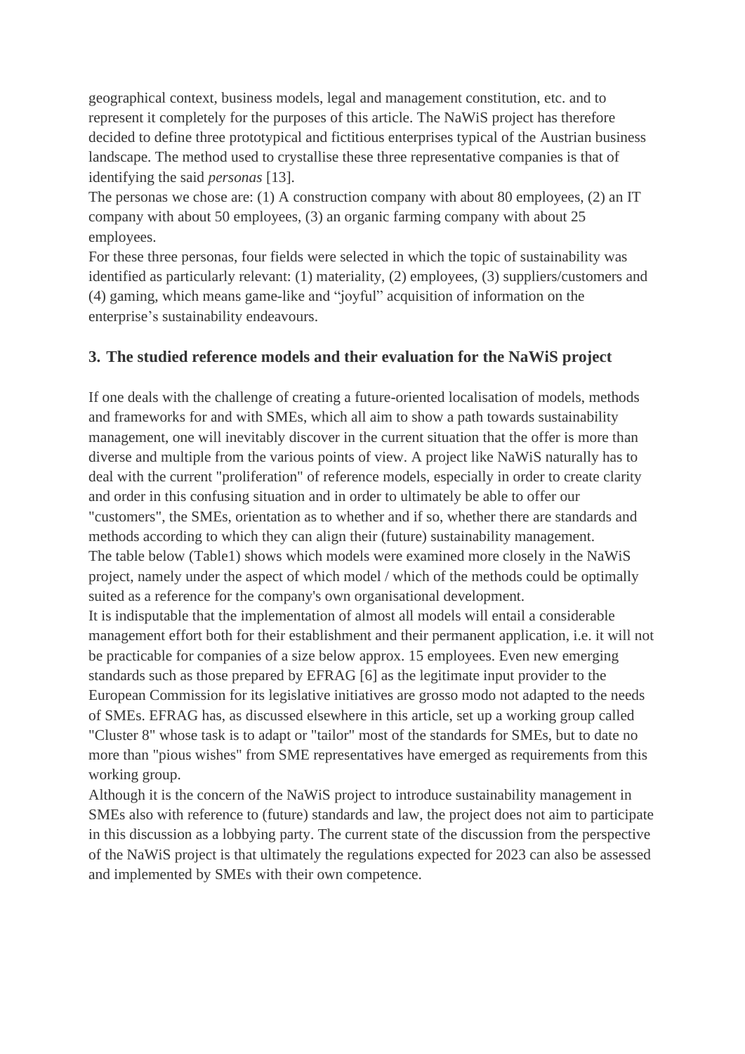geographical context, business models, legal and management constitution, etc. and to represent it completely for the purposes of this article. The NaWiS project has therefore decided to define three prototypical and fictitious enterprises typical of the Austrian business landscape. The method used to crystallise these three representative companies is that of identifying the said *personas* [13].

The personas we chose are: (1) A construction company with about 80 employees, (2) an IT company with about 50 employees, (3) an organic farming company with about 25 employees.

For these three personas, four fields were selected in which the topic of sustainability was identified as particularly relevant: (1) materiality, (2) employees, (3) suppliers/customers and (4) gaming, which means game-like and "joyful" acquisition of information on the enterprise's sustainability endeavours.

## 3. The studied reference models and their evaluation for the NaWiS project

If one deals with the challenge of creating a future-oriented localisation of models, methods and frameworks for and with SMEs, which all aim to show a path towards sustainability management, one will inevitably discover in the current situation that the offer is more than diverse and multiple from the various points of view. A project like NaWiS naturally has to deal with the current "proliferation" of reference models, especially in order to create clarity and order in this confusing situation and in order to ultimately be able to offer our "customers", the SMEs, orientation as to whether and if so, whether there are standards and methods according to which they can align their (future) sustainability management.

The table below (Table1) shows which models were examined more closely in the NaWiS project, namely under the aspect of which model / which of the methods could be optimally suited as a reference for the company's own organisational development.

It is indisputable that the implementation of almost all models will entail a considerable management effort both for their establishment and their permanent application, i.e. it will not be practicable for companies of a size below approx. 15 employees. Even new emerging standards such as those prepared by EFRAG [6] as the legitimate input provider to the European Commission for its legislative initiatives are grosso modo not adapted to the needs of SMEs. EFRAG has, as discussed elsewhere in this article, set up a working group called "Cluster 8" whose task is to adapt or "tailor" most of the standards for SMEs, but to date no more than "pious wishes" from SME representatives have emerged as requirements from this working group.

Although it is the concern of the NaWiS project to introduce sustainability management in SMEs also with reference to (future) standards and law, the project does not aim to participate in this discussion as a lobbying party. The current state of the discussion from the perspective of the NaWiS project is that ultimately the regulations expected for 2023 can also be assessed and implemented by SMEs with their own competence.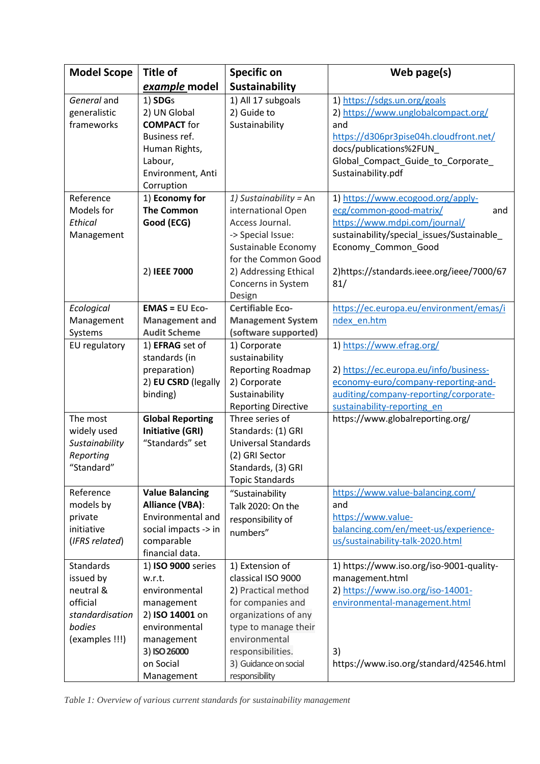| Model Scope | Title of *example* model | Specific on Sustainability | Web page(s) |
|---|---|---|---|
| *General* and generalistic frameworks | 1) **SDG**s<br>2) UN Global **COMPACT** for Business ref. Human Rights, Labour, Environment, Anti Corruption | 1) All 17 subgoals<br>2) Guide to Sustainability | 1) https://sdgs.un.org/goals<br>2) https://www.unglobalcompact.org/ and https://d306pr3pise04h.cloudfront.net/docs/publications%2FUN_Global_Compact_Guide_to_Corporate_Sustainability.pdf |
| Reference Models for *Ethical* Management | 1) **Economy for The Common Good (ECG)**<br><br>2) **IEEE 7000** | 1) *Sustainability* = An international Open Access Journal. -> Special Issue: Sustainable Economy for the Common Good<br>2) Addressing Ethical Concerns in System Design | 1) https://www.ecogood.org/apply-ecg/common-good-matrix/ and https://www.mdpi.com/journal/sustainability/special_issues/Sustainable_Economy_Common_Good<br><br>2)https://standards.ieee.org/ieee/7000/6781/ |
| *Ecological* Management Systems | **EMAS = EU Eco-Management and Audit Scheme** | **Certifiable Eco-Management System (software supported)** | https://ec.europa.eu/environment/emas/index_en.htm |
| EU regulatory | 1) **EFRAG** set of standards (in preparation)<br>2) **EU CSRD** (legally binding) | 1) Corporate sustainability Reporting Roadmap<br>2) Corporate Sustainability Reporting Directive | 1) https://www.efrag.org/<br><br>2) https://ec.europa.eu/info/business-economy-euro/company-reporting-and-auditing/company-reporting/corporate-sustainability-reporting_en |
| The most widely used *Sustainability Reporting* "Standard" | **Global Reporting Initiative (GRI)** "Standards" set | Three series of Standards: (1) GRI Universal Standards (2) GRI Sector Standards, (3) GRI Topic Standards | https://www.globalreporting.org/ |
| Reference models by private initiative (*IFRS related*) | **Value Balancing Alliance (VBA)**: Environmental and social impacts -> in comparable financial data. | "Sustainability Talk 2020: On the responsibility of numbers" | https://www.value-balancing.com/ and https://www.value-balancing.com/en/meet-us/experience-us/sustainability-talk-2020.html |
| Standards issued by neutral & official *standardisation bodies* (examples !!!) | 1) **ISO 9000** series w.r.t. environmental management<br>2) **ISO 14001** on environmental management<br>3) **ISO 26000** on Social Management | 1) Extension of classical ISO 9000<br>2) Practical method for companies and organizations of any type to manage their environmental responsibilities.<br>3) Guidance on social responsibility | 1) https://www.iso.org/iso-9001-quality-management.html<br>2) https://www.iso.org/iso-14001-environmental-management.html<br><br>3) https://www.iso.org/standard/42546.html |

*Table 1: Overview of various current standards for sustainability management*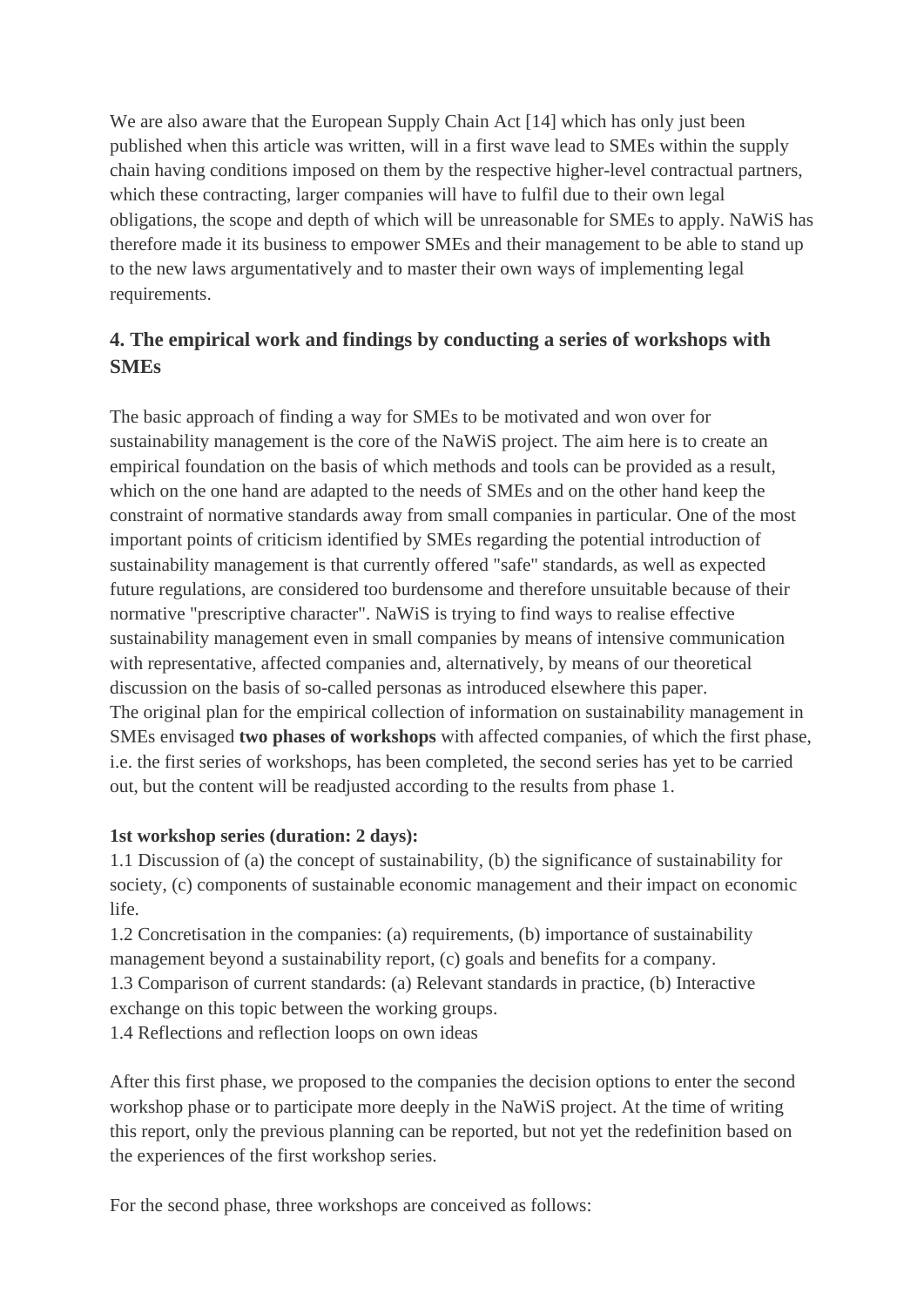We are also aware that the European Supply Chain Act [14] which has only just been published when this article was written, will in a first wave lead to SMEs within the supply chain having conditions imposed on them by the respective higher-level contractual partners, which these contracting, larger companies will have to fulfil due to their own legal obligations, the scope and depth of which will be unreasonable for SMEs to apply. NaWiS has therefore made it its business to empower SMEs and their management to be able to stand up to the new laws argumentatively and to master their own ways of implementing legal requirements.

## 4. The empirical work and findings by conducting a series of workshops with SMEs

The basic approach of finding a way for SMEs to be motivated and won over for sustainability management is the core of the NaWiS project. The aim here is to create an empirical foundation on the basis of which methods and tools can be provided as a result, which on the one hand are adapted to the needs of SMEs and on the other hand keep the constraint of normative standards away from small companies in particular. One of the most important points of criticism identified by SMEs regarding the potential introduction of sustainability management is that currently offered "safe" standards, as well as expected future regulations, are considered too burdensome and therefore unsuitable because of their normative "prescriptive character". NaWiS is trying to find ways to realise effective sustainability management even in small companies by means of intensive communication with representative, affected companies and, alternatively, by means of our theoretical discussion on the basis of so-called personas as introduced elsewhere this paper.
The original plan for the empirical collection of information on sustainability management in SMEs envisaged **two phases of workshops** with affected companies, of which the first phase, i.e. the first series of workshops, has been completed, the second series has yet to be carried out, but the content will be readjusted according to the results from phase 1.

**1st workshop series (duration: 2 days):**
1.1 Discussion of (a) the concept of sustainability, (b) the significance of sustainability for society, (c) components of sustainable economic management and their impact on economic life.
1.2 Concretisation in the companies: (a) requirements, (b) importance of sustainability management beyond a sustainability report, (c) goals and benefits for a company.
1.3 Comparison of current standards: (a) Relevant standards in practice, (b) Interactive exchange on this topic between the working groups.
1.4 Reflections and reflection loops on own ideas

After this first phase, we proposed to the companies the decision options to enter the second workshop phase or to participate more deeply in the NaWiS project. At the time of writing this report, only the previous planning can be reported, but not yet the redefinition based on the experiences of the first workshop series.

For the second phase, three workshops are conceived as follows: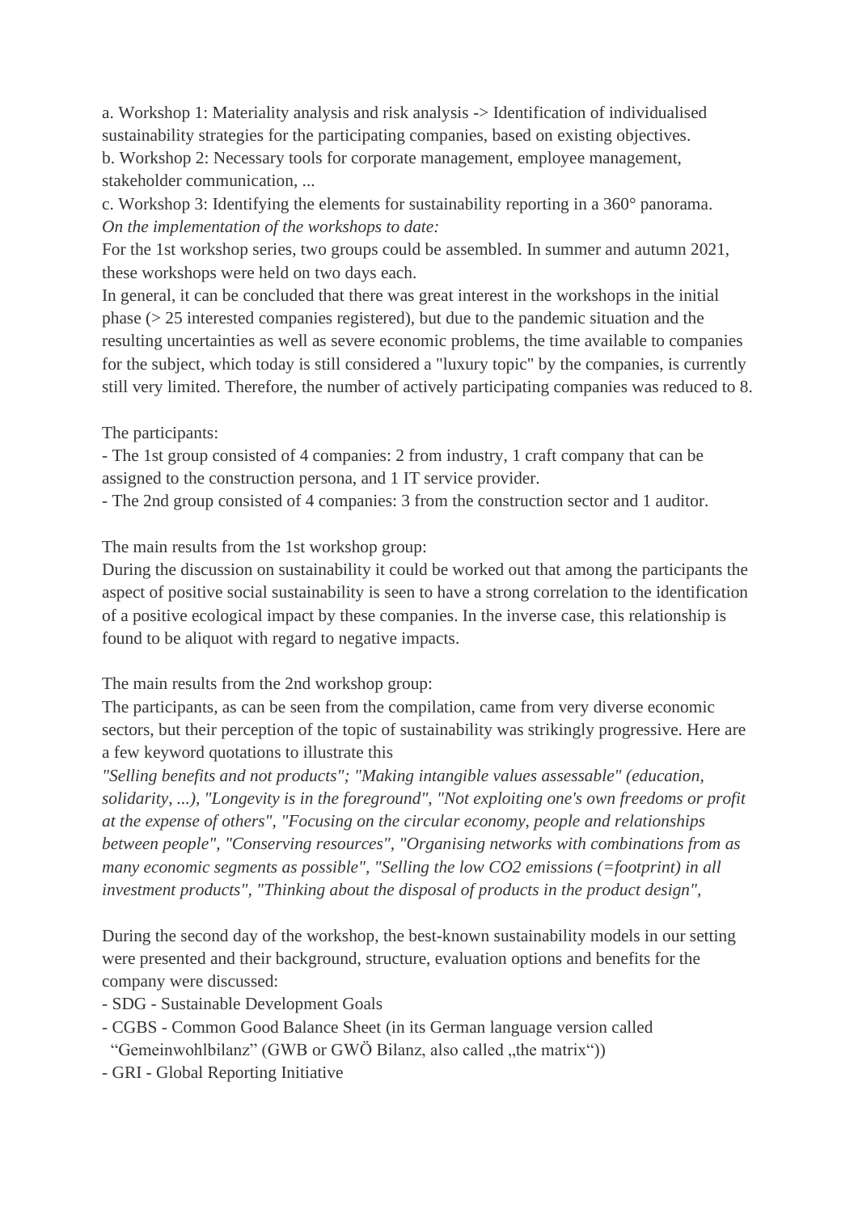a. Workshop 1: Materiality analysis and risk analysis -> Identification of individualised sustainability strategies for the participating companies, based on existing objectives.
b. Workshop 2: Necessary tools for corporate management, employee management, stakeholder communication, ...
c. Workshop 3: Identifying the elements for sustainability reporting in a 360° panorama.
*On the implementation of the workshops to date:*
For the 1st workshop series, two groups could be assembled. In summer and autumn 2021, these workshops were held on two days each.
In general, it can be concluded that there was great interest in the workshops in the initial phase (> 25 interested companies registered), but due to the pandemic situation and the resulting uncertainties as well as severe economic problems, the time available to companies for the subject, which today is still considered a "luxury topic" by the companies, is currently still very limited. Therefore, the number of actively participating companies was reduced to 8.

The participants:
- The 1st group consisted of 4 companies: 2 from industry, 1 craft company that can be assigned to the construction persona, and 1 IT service provider.
- The 2nd group consisted of 4 companies: 3 from the construction sector and 1 auditor.

The main results from the 1st workshop group:
During the discussion on sustainability it could be worked out that among the participants the aspect of positive social sustainability is seen to have a strong correlation to the identification of a positive ecological impact by these companies. In the inverse case, this relationship is found to be aliquot with regard to negative impacts.

The main results from the 2nd workshop group:
The participants, as can be seen from the compilation, came from very diverse economic sectors, but their perception of the topic of sustainability was strikingly progressive. Here are a few keyword quotations to illustrate this
*"Selling benefits and not products"; "Making intangible values assessable" (education, solidarity, ...), "Longevity is in the foreground", "Not exploiting one's own freedoms or profit at the expense of others", "Focusing on the circular economy, people and relationships between people", "Conserving resources", "Organising networks with combinations from as many economic segments as possible", "Selling the low CO2 emissions (=footprint) in all investment products", "Thinking about the disposal of products in the product design",*

During the second day of the workshop, the best-known sustainability models in our setting were presented and their background, structure, evaluation options and benefits for the company were discussed:
- SDG - Sustainable Development Goals
- CGBS - Common Good Balance Sheet (in its German language version called "Gemeinwohlbilanz" (GWB or GWÖ Bilanz, also called „the matrix"))
- GRI - Global Reporting Initiative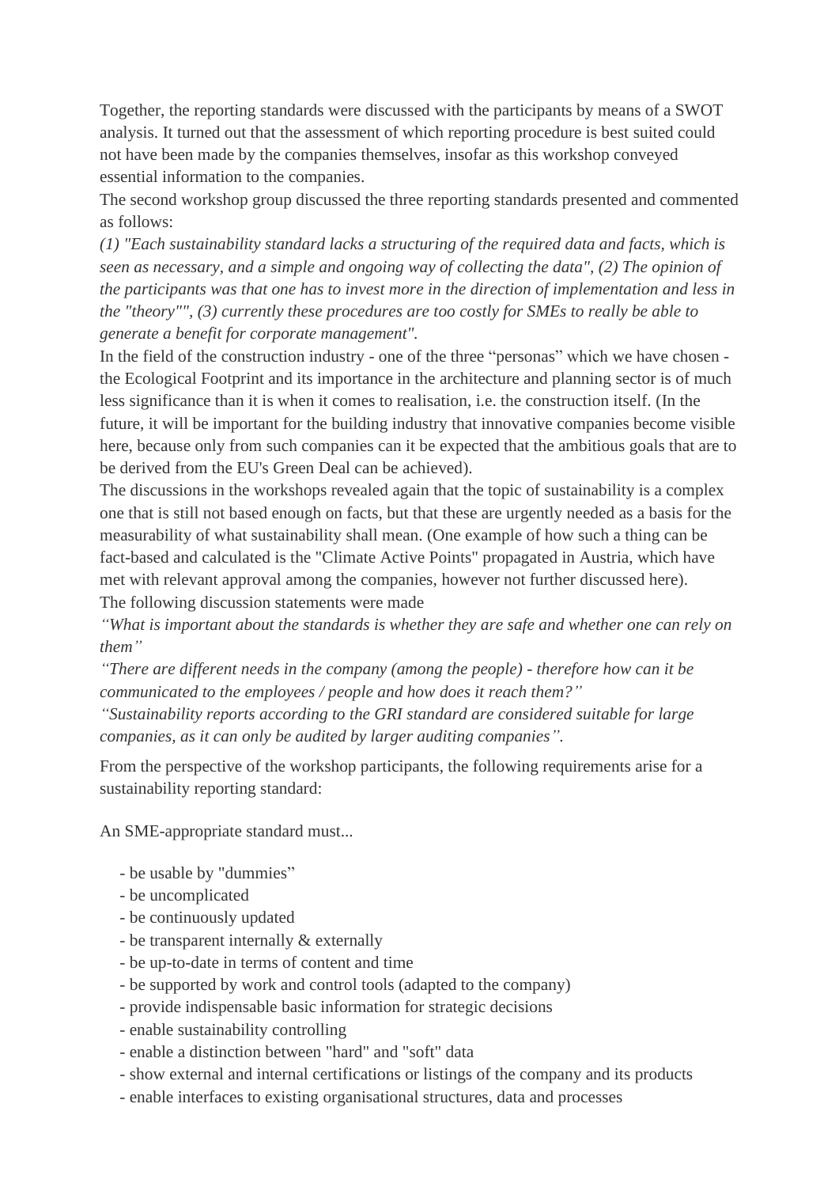Together, the reporting standards were discussed with the participants by means of a SWOT analysis. It turned out that the assessment of which reporting procedure is best suited could not have been made by the companies themselves, insofar as this workshop conveyed essential information to the companies.

The second workshop group discussed the three reporting standards presented and commented as follows:

*(1) "Each sustainability standard lacks a structuring of the required data and facts, which is seen as necessary, and a simple and ongoing way of collecting the data", (2) The opinion of the participants was that one has to invest more in the direction of implementation and less in the "theory"", (3) currently these procedures are too costly for SMEs to really be able to generate a benefit for corporate management".*

In the field of the construction industry - one of the three "personas" which we have chosen - the Ecological Footprint and its importance in the architecture and planning sector is of much less significance than it is when it comes to realisation, i.e. the construction itself. (In the future, it will be important for the building industry that innovative companies become visible here, because only from such companies can it be expected that the ambitious goals that are to be derived from the EU's Green Deal can be achieved).

The discussions in the workshops revealed again that the topic of sustainability is a complex one that is still not based enough on facts, but that these are urgently needed as a basis for the measurability of what sustainability shall mean. (One example of how such a thing can be fact-based and calculated is the "Climate Active Points" propagated in Austria, which have met with relevant approval among the companies, however not further discussed here).

The following discussion statements were made

*"What is important about the standards is whether they are safe and whether one can rely on them"*

*"There are different needs in the company (among the people) - therefore how can it be communicated to the employees / people and how does it reach them?"*

*"Sustainability reports according to the GRI standard are considered suitable for large companies, as it can only be audited by larger auditing companies".*

From the perspective of the workshop participants, the following requirements arise for a sustainability reporting standard:

An SME-appropriate standard must...

- be usable by "dummies"
- be uncomplicated
- be continuously updated
- be transparent internally & externally
- be up-to-date in terms of content and time
- be supported by work and control tools (adapted to the company)
- provide indispensable basic information for strategic decisions
- enable sustainability controlling
- enable a distinction between "hard" and "soft" data
- show external and internal certifications or listings of the company and its products
- enable interfaces to existing organisational structures, data and processes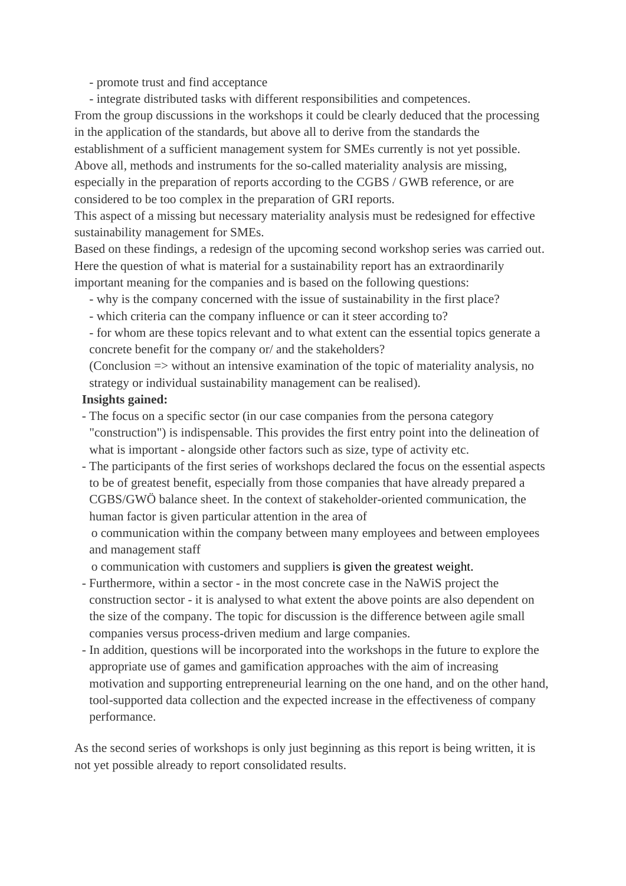- promote trust and find acceptance
- integrate distributed tasks with different responsibilities and competences.

From the group discussions in the workshops it could be clearly deduced that the processing in the application of the standards, but above all to derive from the standards the establishment of a sufficient management system for SMEs currently is not yet possible. Above all, methods and instruments for the so-called materiality analysis are missing, especially in the preparation of reports according to the CGBS / GWB reference, or are considered to be too complex in the preparation of GRI reports.

This aspect of a missing but necessary materiality analysis must be redesigned for effective sustainability management for SMEs.

Based on these findings, a redesign of the upcoming second workshop series was carried out. Here the question of what is material for a sustainability report has an extraordinarily important meaning for the companies and is based on the following questions:

- why is the company concerned with the issue of sustainability in the first place?
- which criteria can the company influence or can it steer according to?
- for whom are these topics relevant and to what extent can the essential topics generate a concrete benefit for the company or/ and the stakeholders?

(Conclusion => without an intensive examination of the topic of materiality analysis, no strategy or individual sustainability management can be realised).

**Insights gained:**

- The focus on a specific sector (in our case companies from the persona category "construction") is indispensable. This provides the first entry point into the delineation of what is important - alongside other factors such as size, type of activity etc.
- The participants of the first series of workshops declared the focus on the essential aspects to be of greatest benefit, especially from those companies that have already prepared a CGBS/GWÖ balance sheet. In the context of stakeholder-oriented communication, the human factor is given particular attention in the area of
  - o communication within the company between many employees and between employees and management staff
  - o communication with customers and suppliers is given the greatest weight.
- Furthermore, within a sector - in the most concrete case in the NaWiS project the construction sector - it is analysed to what extent the above points are also dependent on the size of the company. The topic for discussion is the difference between agile small companies versus process-driven medium and large companies.
- In addition, questions will be incorporated into the workshops in the future to explore the appropriate use of games and gamification approaches with the aim of increasing motivation and supporting entrepreneurial learning on the one hand, and on the other hand, tool-supported data collection and the expected increase in the effectiveness of company performance.

As the second series of workshops is only just beginning as this report is being written, it is not yet possible already to report consolidated results.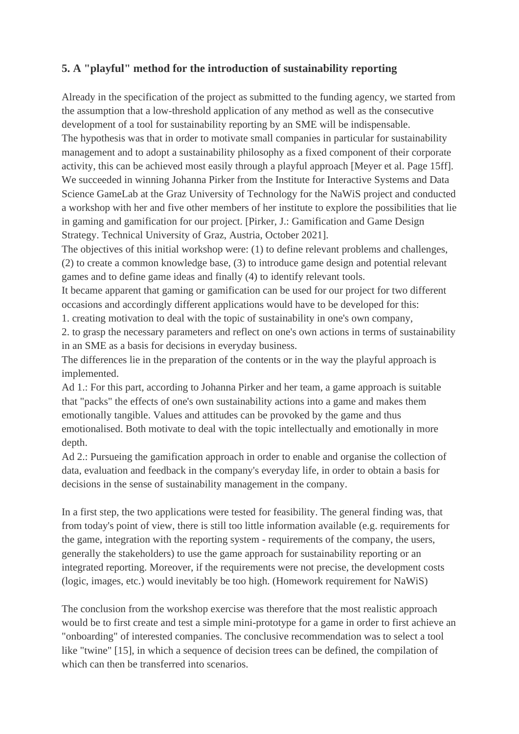## 5. A "playful" method for the introduction of sustainability reporting

Already in the specification of the project as submitted to the funding agency, we started from the assumption that a low-threshold application of any method as well as the consecutive development of a tool for sustainability reporting by an SME will be indispensable.
The hypothesis was that in order to motivate small companies in particular for sustainability management and to adopt a sustainability philosophy as a fixed component of their corporate activity, this can be achieved most easily through a playful approach [Meyer et al. Page 15ff].
We succeeded in winning Johanna Pirker from the Institute for Interactive Systems and Data Science GameLab at the Graz University of Technology for the NaWiS project and conducted a workshop with her and five other members of her institute to explore the possibilities that lie in gaming and gamification for our project. [Pirker, J.: Gamification and Game Design Strategy. Technical University of Graz, Austria, October 2021].
The objectives of this initial workshop were: (1) to define relevant problems and challenges, (2) to create a common knowledge base, (3) to introduce game design and potential relevant games and to define game ideas and finally (4) to identify relevant tools.
It became apparent that gaming or gamification can be used for our project for two different occasions and accordingly different applications would have to be developed for this:
1. creating motivation to deal with the topic of sustainability in one's own company,
2. to grasp the necessary parameters and reflect on one's own actions in terms of sustainability in an SME as a basis for decisions in everyday business.
The differences lie in the preparation of the contents or in the way the playful approach is implemented.
Ad 1.: For this part, according to Johanna Pirker and her team, a game approach is suitable that "packs" the effects of one's own sustainability actions into a game and makes them emotionally tangible. Values and attitudes can be provoked by the game and thus emotionalised. Both motivate to deal with the topic intellectually and emotionally in more depth.
Ad 2.: Pursueing the gamification approach in order to enable and organise the collection of data, evaluation and feedback in the company's everyday life, in order to obtain a basis for decisions in the sense of sustainability management in the company.

In a first step, the two applications were tested for feasibility. The general finding was, that from today's point of view, there is still too little information available (e.g. requirements for the game, integration with the reporting system - requirements of the company, the users, generally the stakeholders) to use the game approach for sustainability reporting or an integrated reporting. Moreover, if the requirements were not precise, the development costs (logic, images, etc.) would inevitably be too high. (Homework requirement for NaWiS)

The conclusion from the workshop exercise was therefore that the most realistic approach would be to first create and test a simple mini-prototype for a game in order to first achieve an "onboarding" of interested companies. The conclusive recommendation was to select a tool like "twine" [15], in which a sequence of decision trees can be defined, the compilation of which can then be transferred into scenarios.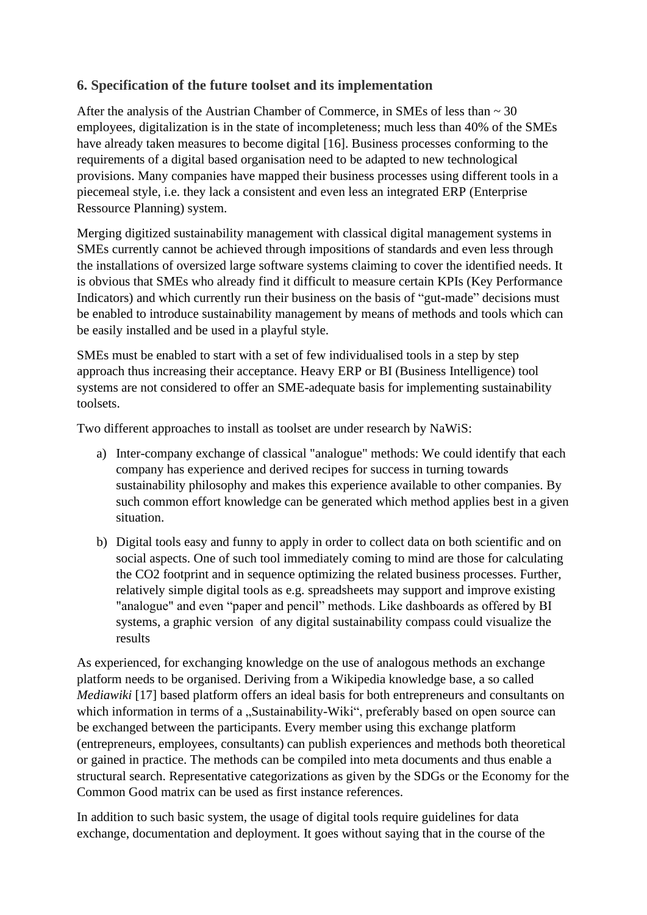## 6. Specification of the future toolset and its implementation

After the analysis of the Austrian Chamber of Commerce, in SMEs of less than ~ 30 employees, digitalization is in the state of incompleteness; much less than 40% of the SMEs have already taken measures to become digital [16]. Business processes conforming to the requirements of a digital based organisation need to be adapted to new technological provisions. Many companies have mapped their business processes using different tools in a piecemeal style, i.e. they lack a consistent and even less an integrated ERP (Enterprise Ressource Planning) system.

Merging digitized sustainability management with classical digital management systems in SMEs currently cannot be achieved through impositions of standards and even less through the installations of oversized large software systems claiming to cover the identified needs. It is obvious that SMEs who already find it difficult to measure certain KPIs (Key Performance Indicators) and which currently run their business on the basis of "gut-made" decisions must be enabled to introduce sustainability management by means of methods and tools which can be easily installed and be used in a playful style.

SMEs must be enabled to start with a set of few individualised tools in a step by step approach thus increasing their acceptance. Heavy ERP or BI (Business Intelligence) tool systems are not considered to offer an SME-adequate basis for implementing sustainability toolsets.

Two different approaches to install as toolset are under research by NaWiS:

a) Inter-company exchange of classical "analogue" methods: We could identify that each company has experience and derived recipes for success in turning towards sustainability philosophy and makes this experience available to other companies. By such common effort knowledge can be generated which method applies best in a given situation.

b) Digital tools easy and funny to apply in order to collect data on both scientific and on social aspects. One of such tool immediately coming to mind are those for calculating the CO2 footprint and in sequence optimizing the related business processes. Further, relatively simple digital tools as e.g. spreadsheets may support and improve existing "analogue" and even "paper and pencil" methods. Like dashboards as offered by BI systems, a graphic version of any digital sustainability compass could visualize the results

As experienced, for exchanging knowledge on the use of analogous methods an exchange platform needs to be organised. Deriving from a Wikipedia knowledge base, a so called *Mediawiki* [17] based platform offers an ideal basis for both entrepreneurs and consultants on which information in terms of a „Sustainability-Wiki", preferably based on open source can be exchanged between the participants. Every member using this exchange platform (entrepreneurs, employees, consultants) can publish experiences and methods both theoretical or gained in practice. The methods can be compiled into meta documents and thus enable a structural search. Representative categorizations as given by the SDGs or the Economy for the Common Good matrix can be used as first instance references.

In addition to such basic system, the usage of digital tools require guidelines for data exchange, documentation and deployment. It goes without saying that in the course of the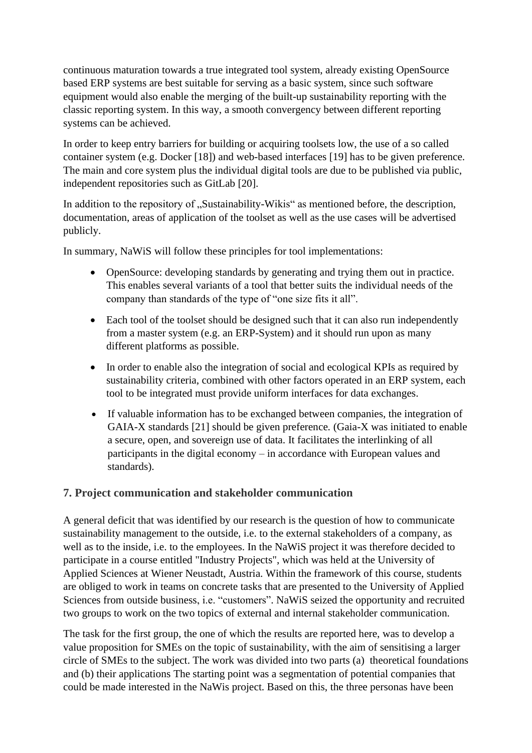continuous maturation towards a true integrated tool system, already existing OpenSource based ERP systems are best suitable for serving as a basic system, since such software equipment would also enable the merging of the built-up sustainability reporting with the classic reporting system. In this way, a smooth convergency between different reporting systems can be achieved.

In order to keep entry barriers for building or acquiring toolsets low, the use of a so called container system (e.g. Docker [18]) and web-based interfaces [19] has to be given preference. The main and core system plus the individual digital tools are due to be published via public, independent repositories such as GitLab [20].

In addition to the repository of „Sustainability-Wikis“ as mentioned before, the description, documentation, areas of application of the toolset as well as the use cases will be advertised publicly.

In summary, NaWiS will follow these principles for tool implementations:

- OpenSource: developing standards by generating and trying them out in practice. This enables several variants of a tool that better suits the individual needs of the company than standards of the type of "one size fits it all".
- Each tool of the toolset should be designed such that it can also run independently from a master system (e.g. an ERP-System) and it should run upon as many different platforms as possible.
- In order to enable also the integration of social and ecological KPIs as required by sustainability criteria, combined with other factors operated in an ERP system, each tool to be integrated must provide uniform interfaces for data exchanges.
- If valuable information has to be exchanged between companies, the integration of GAIA-X standards [21] should be given preference. (Gaia-X was initiated to enable a secure, open, and sovereign use of data. It facilitates the interlinking of all participants in the digital economy – in accordance with European values and standards).

## 7. Project communication and stakeholder communication

A general deficit that was identified by our research is the question of how to communicate sustainability management to the outside, i.e. to the external stakeholders of a company, as well as to the inside, i.e. to the employees. In the NaWiS project it was therefore decided to participate in a course entitled "Industry Projects", which was held at the University of Applied Sciences at Wiener Neustadt, Austria. Within the framework of this course, students are obliged to work in teams on concrete tasks that are presented to the University of Applied Sciences from outside business, i.e. "customers". NaWiS seized the opportunity and recruited two groups to work on the two topics of external and internal stakeholder communication.

The task for the first group, the one of which the results are reported here, was to develop a value proposition for SMEs on the topic of sustainability, with the aim of sensitising a larger circle of SMEs to the subject. The work was divided into two parts (a) theoretical foundations and (b) their applications The starting point was a segmentation of potential companies that could be made interested in the NaWis project. Based on this, the three personas have been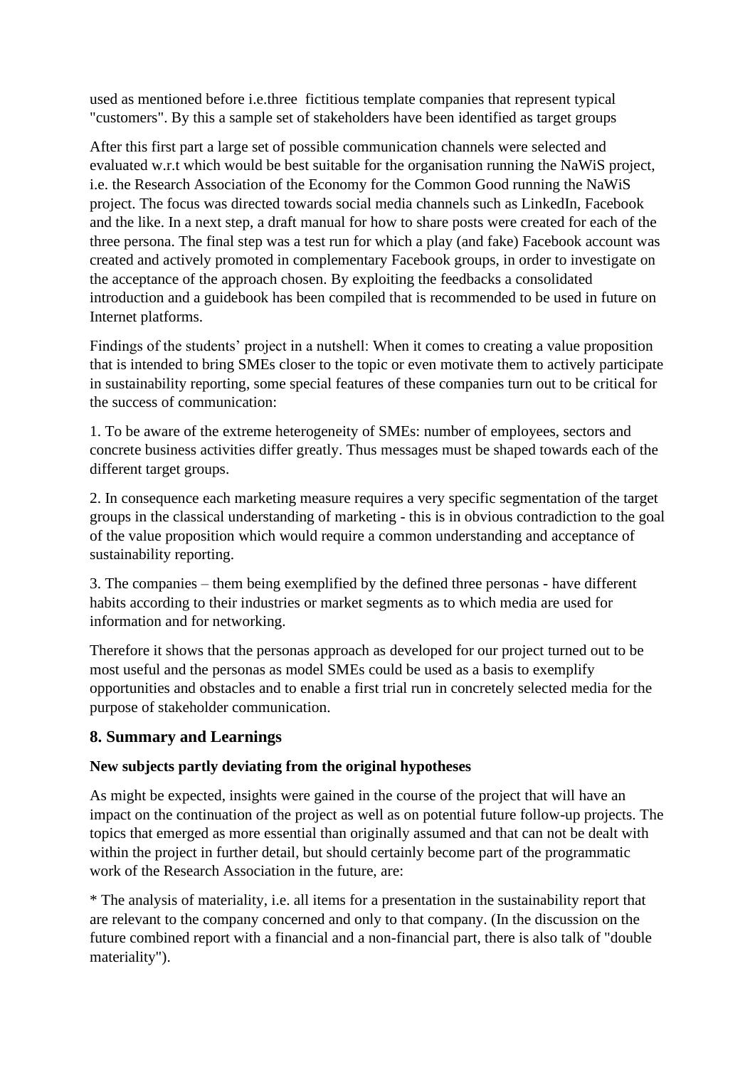used as mentioned before i.e.three fictitious template companies that represent typical "customers". By this a sample set of stakeholders have been identified as target groups

After this first part a large set of possible communication channels were selected and evaluated w.r.t which would be best suitable for the organisation running the NaWiS project, i.e. the Research Association of the Economy for the Common Good running the NaWiS project. The focus was directed towards social media channels such as LinkedIn, Facebook and the like. In a next step, a draft manual for how to share posts were created for each of the three persona. The final step was a test run for which a play (and fake) Facebook account was created and actively promoted in complementary Facebook groups, in order to investigate on the acceptance of the approach chosen. By exploiting the feedbacks a consolidated introduction and a guidebook has been compiled that is recommended to be used in future on Internet platforms.

Findings of the students' project in a nutshell: When it comes to creating a value proposition that is intended to bring SMEs closer to the topic or even motivate them to actively participate in sustainability reporting, some special features of these companies turn out to be critical for the success of communication:

1. To be aware of the extreme heterogeneity of SMEs: number of employees, sectors and concrete business activities differ greatly. Thus messages must be shaped towards each of the different target groups.

2. In consequence each marketing measure requires a very specific segmentation of the target groups in the classical understanding of marketing - this is in obvious contradiction to the goal of the value proposition which would require a common understanding and acceptance of sustainability reporting.

3. The companies – them being exemplified by the defined three personas - have different habits according to their industries or market segments as to which media are used for information and for networking.

Therefore it shows that the personas approach as developed for our project turned out to be most useful and the personas as model SMEs could be used as a basis to exemplify opportunities and obstacles and to enable a first trial run in concretely selected media for the purpose of stakeholder communication.

## 8. Summary and Learnings

**New subjects partly deviating from the original hypotheses**

As might be expected, insights were gained in the course of the project that will have an impact on the continuation of the project as well as on potential future follow-up projects. The topics that emerged as more essential than originally assumed and that can not be dealt with within the project in further detail, but should certainly become part of the programmatic work of the Research Association in the future, are:

* The analysis of materiality, i.e. all items for a presentation in the sustainability report that are relevant to the company concerned and only to that company. (In the discussion on the future combined report with a financial and a non-financial part, there is also talk of "double materiality").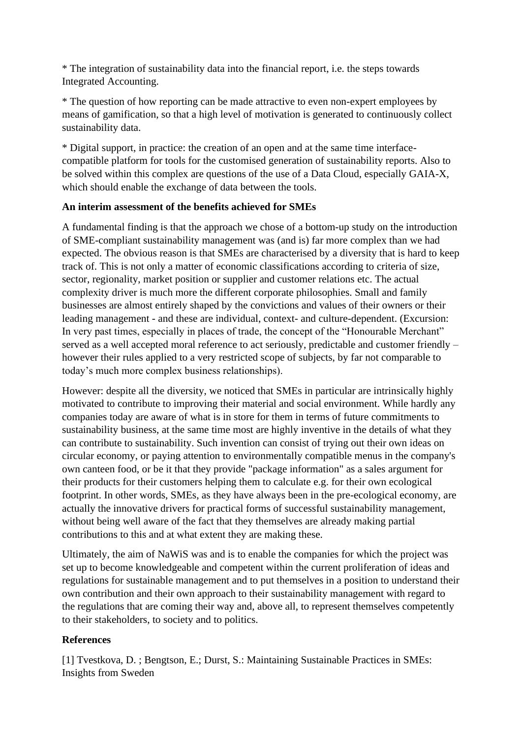* The integration of sustainability data into the financial report, i.e. the steps towards Integrated Accounting.

* The question of how reporting can be made attractive to even non-expert employees by means of gamification, so that a high level of motivation is generated to continuously collect sustainability data.

* Digital support, in practice: the creation of an open and at the same time interface-compatible platform for tools for the customised generation of sustainability reports. Also to be solved within this complex are questions of the use of a Data Cloud, especially GAIA-X, which should enable the exchange of data between the tools.

**An interim assessment of the benefits achieved for SMEs**

A fundamental finding is that the approach we chose of a bottom-up study on the introduction of SME-compliant sustainability management was (and is) far more complex than we had expected. The obvious reason is that SMEs are characterised by a diversity that is hard to keep track of. This is not only a matter of economic classifications according to criteria of size, sector, regionality, market position or supplier and customer relations etc. The actual complexity driver is much more the different corporate philosophies. Small and family businesses are almost entirely shaped by the convictions and values of their owners or their leading management - and these are individual, context- and culture-dependent. (Excursion: In very past times, especially in places of trade, the concept of the "Honourable Merchant" served as a well accepted moral reference to act seriously, predictable and customer friendly – however their rules applied to a very restricted scope of subjects, by far not comparable to today's much more complex business relationships).

However: despite all the diversity, we noticed that SMEs in particular are intrinsically highly motivated to contribute to improving their material and social environment. While hardly any companies today are aware of what is in store for them in terms of future commitments to sustainability business, at the same time most are highly inventive in the details of what they can contribute to sustainability. Such invention can consist of trying out their own ideas on circular economy, or paying attention to environmentally compatible menus in the company's own canteen food, or be it that they provide "package information" as a sales argument for their products for their customers helping them to calculate e.g. for their own ecological footprint. In other words, SMEs, as they have always been in the pre-ecological economy, are actually the innovative drivers for practical forms of successful sustainability management, without being well aware of the fact that they themselves are already making partial contributions to this and at what extent they are making these.

Ultimately, the aim of NaWiS was and is to enable the companies for which the project was set up to become knowledgeable and competent within the current proliferation of ideas and regulations for sustainable management and to put themselves in a position to understand their own contribution and their own approach to their sustainability management with regard to the regulations that are coming their way and, above all, to represent themselves competently to their stakeholders, to society and to politics.

**References**

[1] Tvestkova, D. ; Bengtson, E.; Durst, S.: Maintaining Sustainable Practices in SMEs: Insights from Sweden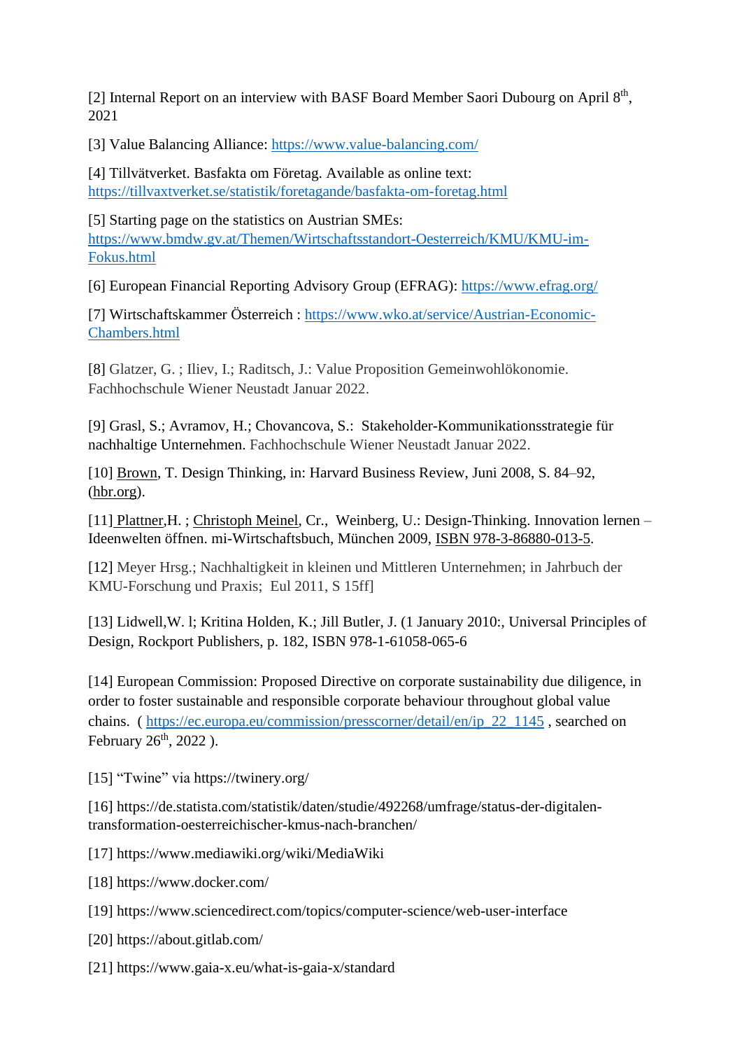[2] Internal Report on an interview with BASF Board Member Saori Dubourg on April 8th, 2021

[3] Value Balancing Alliance: https://www.value-balancing.com/

[4] Tillvätverket. Basfakta om Företag. Available as online text: https://tillvaxtverket.se/statistik/foretagande/basfakta-om-foretag.html

[5] Starting page on the statistics on Austrian SMEs: https://www.bmdw.gv.at/Themen/Wirtschaftsstandort-Oesterreich/KMU/KMU-im-Fokus.html

[6] European Financial Reporting Advisory Group (EFRAG): https://www.efrag.org/

[7] Wirtschaftskammer Österreich : https://www.wko.at/service/Austrian-Economic-Chambers.html

[8] Glatzer, G. ; Iliev, I.; Raditsch, J.: Value Proposition Gemeinwohlökonomie. Fachhochschule Wiener Neustadt Januar 2022.

[9] Grasl, S.; Avramov, H.; Chovancova, S.: Stakeholder-Kommunikationsstrategie für nachhaltige Unternehmen. Fachhochschule Wiener Neustadt Januar 2022.

[10] Brown, T. Design Thinking, in: Harvard Business Review, Juni 2008, S. 84–92, (hbr.org).

[11] Plattner,H. ; Christoph Meinel, Cr., Weinberg, U.: Design-Thinking. Innovation lernen – Ideenwelten öffnen. mi-Wirtschaftsbuch, München 2009, ISBN 978-3-86880-013-5.

[12] Meyer Hrsg.; Nachhaltigkeit in kleinen und Mittleren Unternehmen; in Jahrbuch der KMU-Forschung und Praxis; Eul 2011, S 15ff]

[13] Lidwell,W. l; Kritina Holden, K.; Jill Butler, J. (1 January 2010:, Universal Principles of Design, Rockport Publishers, p. 182, ISBN 978-1-61058-065-6

[14] European Commission: Proposed Directive on corporate sustainability due diligence, in order to foster sustainable and responsible corporate behaviour throughout global value chains. ( https://ec.europa.eu/commission/presscorner/detail/en/ip_22_1145 , searched on February 26th, 2022 ).

[15] "Twine" via https://twinery.org/

[16] https://de.statista.com/statistik/daten/studie/492268/umfrage/status-der-digitalen-transformation-oesterreichischer-kmus-nach-branchen/

[17] https://www.mediawiki.org/wiki/MediaWiki

[18] https://www.docker.com/

[19] https://www.sciencedirect.com/topics/computer-science/web-user-interface

[20] https://about.gitlab.com/

[21] https://www.gaia-x.eu/what-is-gaia-x/standard